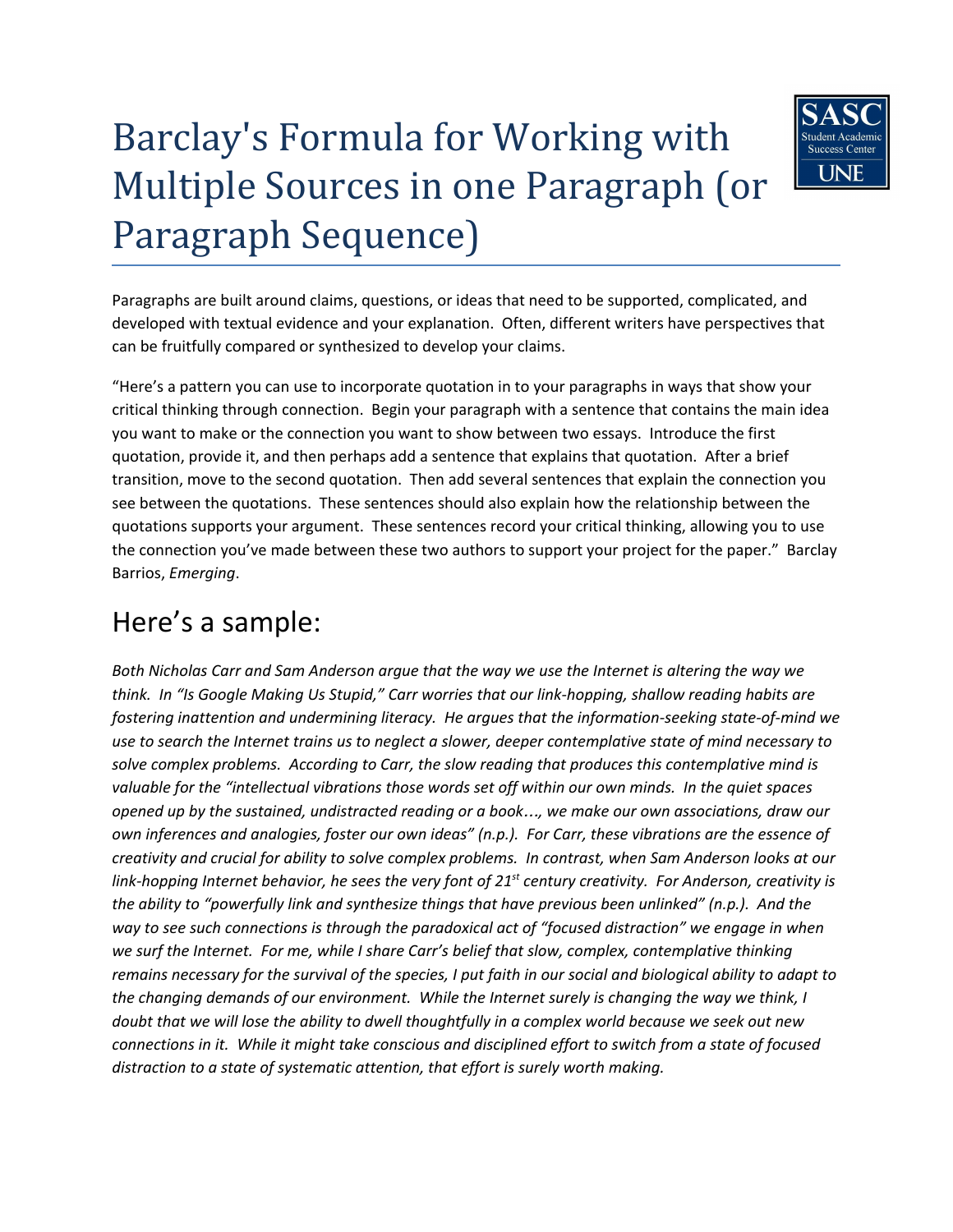# Barclay's Formula for Working with Multiple Sources in one Paragraph (or Paragraph Sequence)

Paragraphs are built around claims, questions, or ideas that need to be supported, complicated, and developed with textual evidence and your explanation. Often, different writers have perspectives that can be fruitfully compared or synthesized to develop your claims.

"Here's a pattern you can use to incorporate quotation in to your paragraphs in ways that show your critical thinking through connection. Begin your paragraph with a sentence that contains the main idea you want to make or the connection you want to show between two essays. Introduce the first quotation, provide it, and then perhaps add a sentence that explains that quotation. After a brief transition, move to the second quotation. Then add several sentences that explain the connection you see between the quotations. These sentences should also explain how the relationship between the quotations supports your argument. These sentences record your critical thinking, allowing you to use the connection you've made between these two authors to support your project for the paper." Barclay Barrios, *Emerging*.

## Here's a sample:

*Both Nicholas Carr and Sam Anderson argue that the way we use the Internet is altering the way we think. In "Is Google Making Us Stupid," Carr worries that our link-hopping, shallow reading habits are fostering inattention and undermining literacy. He argues that the information-seeking state-of-mind we use to search the Internet trains us to neglect a slower, deeper contemplative state of mind necessary to solve complex problems. According to Carr, the slow reading that produces this contemplative mind is valuable for the "intellectual vibrations those words set off within our own minds. In the quiet spaces opened up by the sustained, undistracted reading or a book…, we make our own associations, draw our own inferences and analogies, foster our own ideas" (n.p.). For Carr, these vibrations are the essence of creativity and crucial for ability to solve complex problems. In contrast, when Sam Anderson looks at our link-hopping Internet behavior, he sees the very font of 21st century creativity. For Anderson, creativity is the ability to "powerfully link and synthesize things that have previous been unlinked" (n.p.). And the way to see such connections is through the paradoxical act of "focused distraction" we engage in when we surf the Internet. For me, while I share Carr's belief that slow, complex, contemplative thinking remains necessary for the survival of the species, I put faith in our social and biological ability to adapt to the changing demands of our environment. While the Internet surely is changing the way we think, I doubt that we will lose the ability to dwell thoughtfully in a complex world because we seek out new connections in it. While it might take conscious and disciplined effort to switch from a state of focused distraction to a state of systematic attention, that effort is surely worth making.*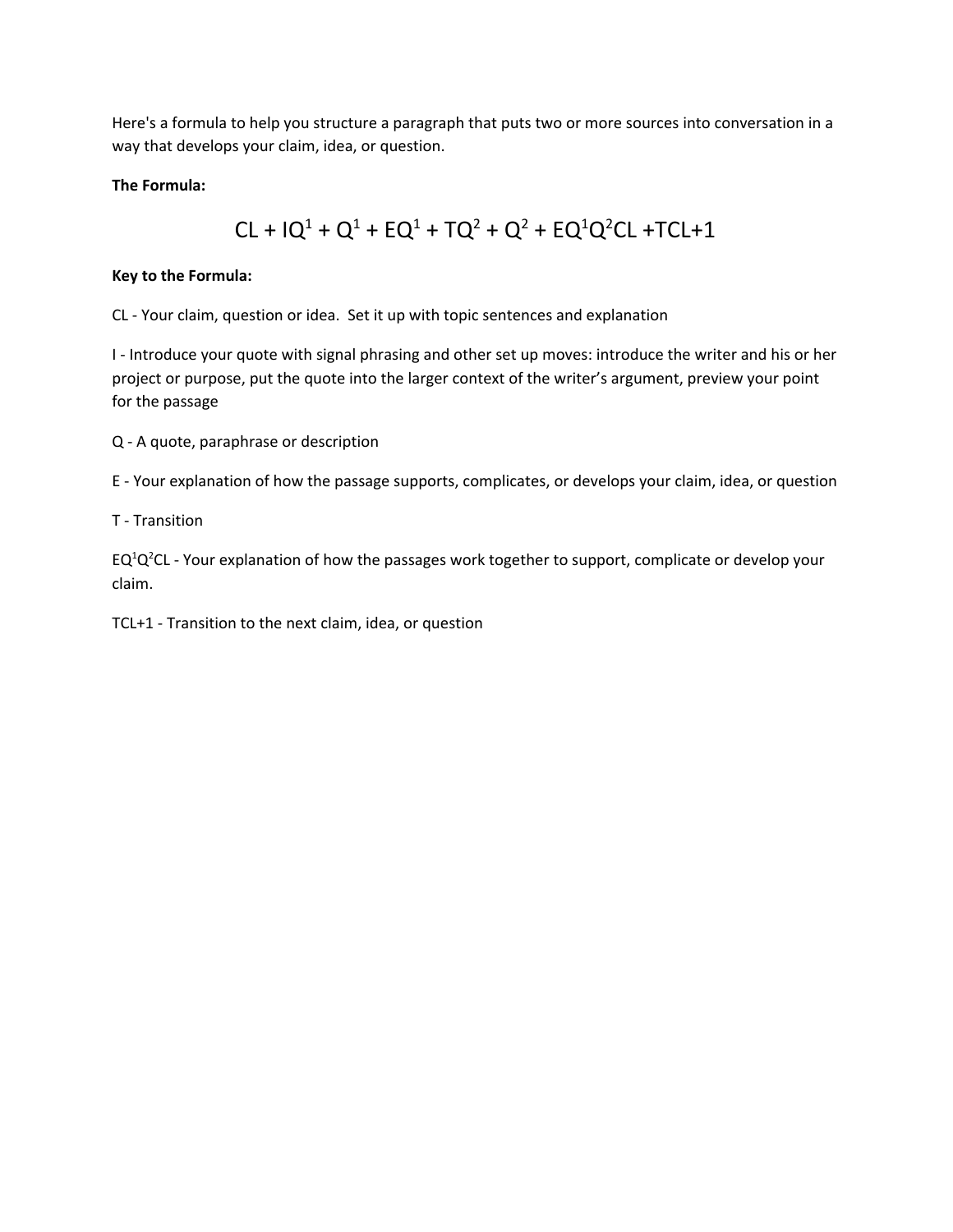Here's a formula to help you structure a paragraph that puts two or more sources into conversation in a way that develops your claim, idea, or question.

**The Formula:**

$$CL + IQ^1 + Q^1 + EQ^1 + TQ^2 + Q^2 + EQ^1Q^2CL + TCL{+}1$$

**Key to the Formula:**

CL - Your claim, question or idea. Set it up with topic sentences and explanation

I - Introduce your quote with signal phrasing and other set up moves: introduce the writer and his or her project or purpose, put the quote into the larger context of the writer's argument, preview your point for the passage

Q - A quote, paraphrase or description

E - Your explanation of how the passage supports, complicates, or develops your claim, idea, or question

T - Transition

$EQ^1Q^2CL$ - Your explanation of how the passages work together to support, complicate or develop your claim.

TCL+1 - Transition to the next claim, idea, or question